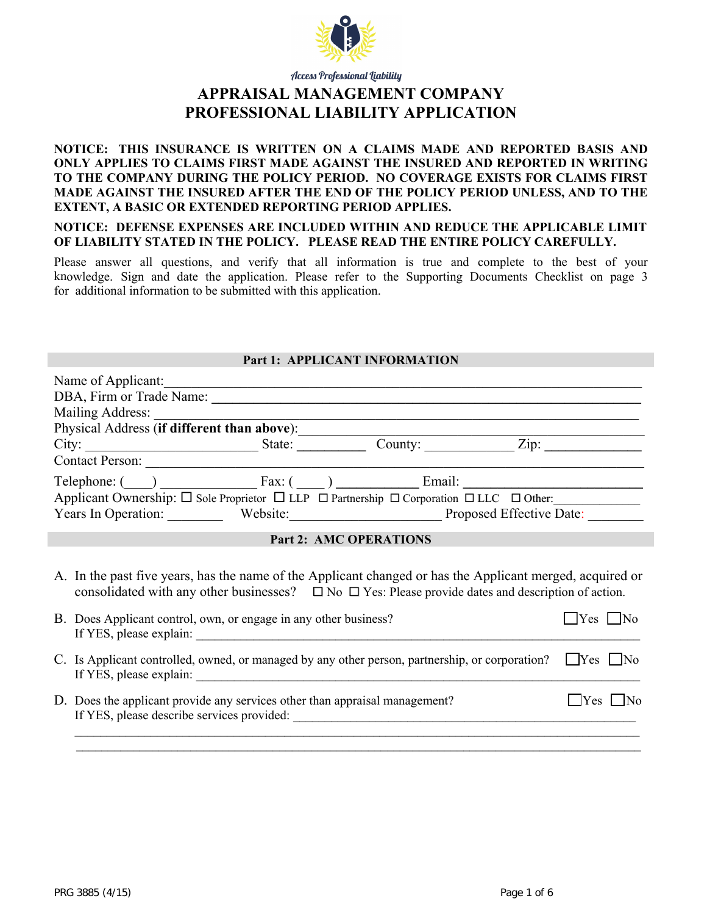Access Professional Liability

# APPRAISAL MANAGEMENT COMPANY PROFESSIONAL LIABILITY APPLICATION

**NOTICE: THIS INSURANCE IS WRITTEN ON A CLAIMS MADE AND REPORTED BASIS AND ONLY APPLIES TO CLAIMS FIRST MADE AGAINST THE INSURED AND REPORTED IN WRITING TO THE COMPANY DURING THE POLICY PERIOD. NO COVERAGE EXISTS FOR CLAIMS FIRST MADE AGAINST THE INSURED AFTER THE END OF THE POLICY PERIOD UNLESS, AND TO THE EXTENT, A BASIC OR EXTENDED REPORTING PERIOD APPLIES.**

**NOTICE: DEFENSE EXPENSES ARE INCLUDED WITHIN AND REDUCE THE APPLICABLE LIMIT OF LIABILITY STATED IN THE POLICY. PLEASE READ THE ENTIRE POLICY CAREFULLY.**

Please answer all questions, and verify that all information is true and complete to the best of your knowledge. Sign and date the application. Please refer to the Supporting Documents Checklist on page 3 for additional information to be submitted with this application.

## Part 1: APPLICANT INFORMATION

Name of Applicant: ______________________________

DBA, Firm or Trade Name: ______________________________

Mailing Address: ______________________________

Physical Address (**if different than above**): ______________________________

City: ______________ State: __________ County: ____________ Zip: ____________

Contact Person: ______________________________

Telephone: (____) ______________ Fax: ( ____ ) ____________ Email: ______________________

Applicant Ownership: ☐ Sole Proprietor ☐ LLP ☐ Partnership ☐ Corporation ☐ LLC ☐ Other: ____________

Years In Operation: ________ Website: ______________________ Proposed Effective Date: ________

## Part 2: AMC OPERATIONS

A. In the past five years, has the name of the Applicant changed or has the Applicant merged, acquired or consolidated with any other businesses? ☐ No ☐ Yes: Please provide dates and description of action.

B. Does Applicant control, own, or engage in any other business? ☐Yes ☐No
If YES, please explain: ______________________________

C. Is Applicant controlled, owned, or managed by any other person, partnership, or corporation? ☐Yes ☐No
If YES, please explain: ______________________________

D. Does the applicant provide any services other than appraisal management? ☐Yes ☐No
If YES, please describe services provided: ______________________________

______________________________________________________________

______________________________________________________________

PRG 3885 (4/15)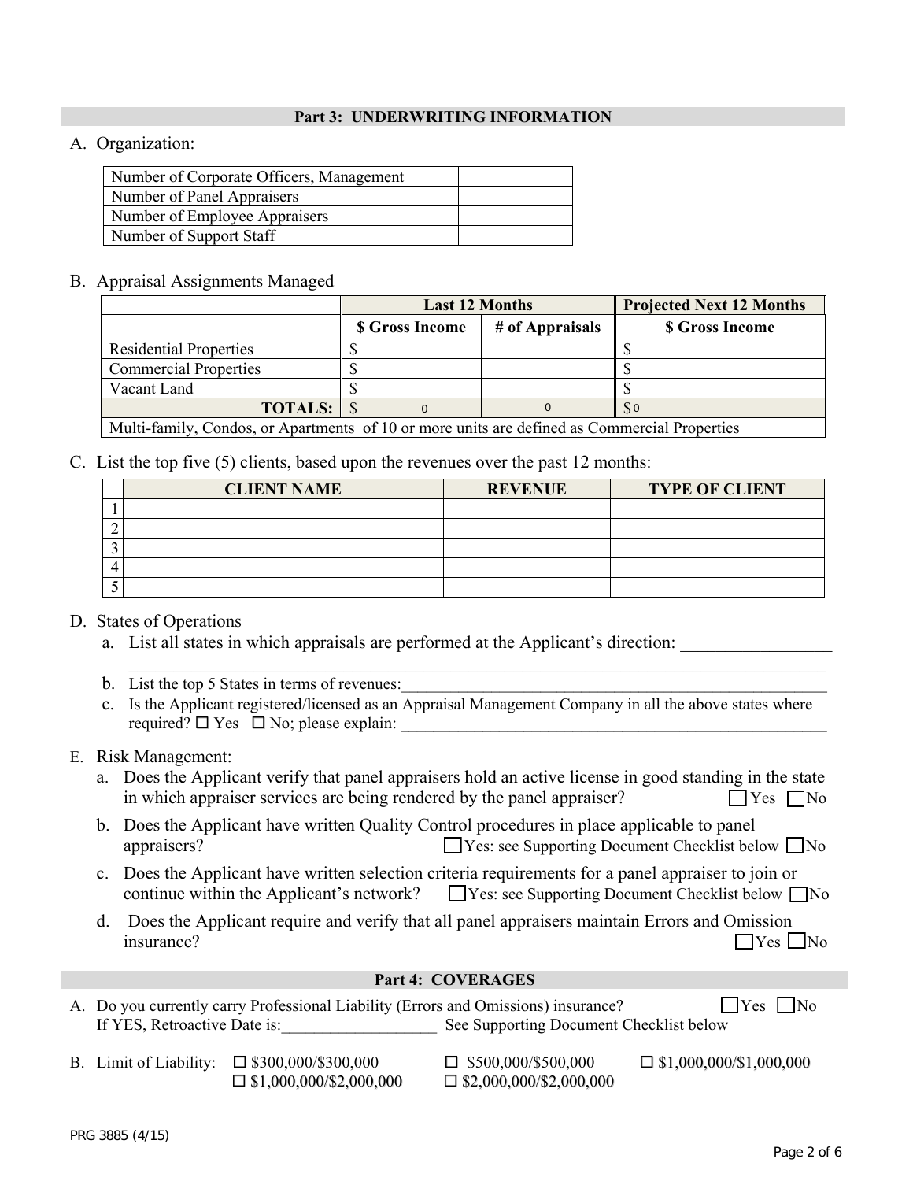## Part 3: UNDERWRITING INFORMATION

A. Organization:

| | |
|---|---|
| Number of Corporate Officers, Management | |
| Number of Panel Appraisers | |
| Number of Employee Appraisers | |
| Number of Support Staff | |

B. Appraisal Assignments Managed

| | Last 12 Months | | Projected Next 12 Months |
|---|---|---|---|
| | $ Gross Income | # of Appraisals | $ Gross Income |
| Residential Properties | $ | | $ |
| Commercial Properties | $ | | $ |
| Vacant Land | $ | | $ |
| **TOTALS:** | $ 0 | 0 | $0 |
| Multi-family, Condos, or Apartments of 10 or more units are defined as Commercial Properties | | | |

C. List the top five (5) clients, based upon the revenues over the past 12 months:

| | CLIENT NAME | REVENUE | TYPE OF CLIENT |
|---|---|---|---|
| 1 | | | |
| 2 | | | |
| 3 | | | |
| 4 | | | |
| 5 | | | |

D. States of Operations

a. List all states in which appraisals are performed at the Applicant's direction: _________________

_____________________________________________________________________________

b. List the top 5 States in terms of revenues:_____________________________________________________

c. Is the Applicant registered/licensed as an Appraisal Management Company in all the above states where required? ☐ Yes ☐ No; please explain: _____________________________________________________

E. Risk Management:

a. Does the Applicant verify that panel appraisers hold an active license in good standing in the state in which appraiser services are being rendered by the panel appraiser? ☐ Yes ☐ No

b. Does the Applicant have written Quality Control procedures in place applicable to panel appraisers? ☐ Yes: see Supporting Document Checklist below ☐ No

c. Does the Applicant have written selection criteria requirements for a panel appraiser to join or continue within the Applicant's network? ☐ Yes: see Supporting Document Checklist below ☐ No

d. Does the Applicant require and verify that all panel appraisers maintain Errors and Omission insurance? ☐ Yes ☐ No

## Part 4: COVERAGES

A. Do you currently carry Professional Liability (Errors and Omissions) insurance? ☐ Yes ☐ No
If YES, Retroactive Date is:___________________ See Supporting Document Checklist below

B. Limit of Liability: ☐ $300,000/$300,000 ☐ $500,000/$500,000 ☐ $1,000,000/$1,000,000 ☐ $1,000,000/$2,000,000 ☐ $2,000,000/$2,000,000

PRG 3885 (4/15)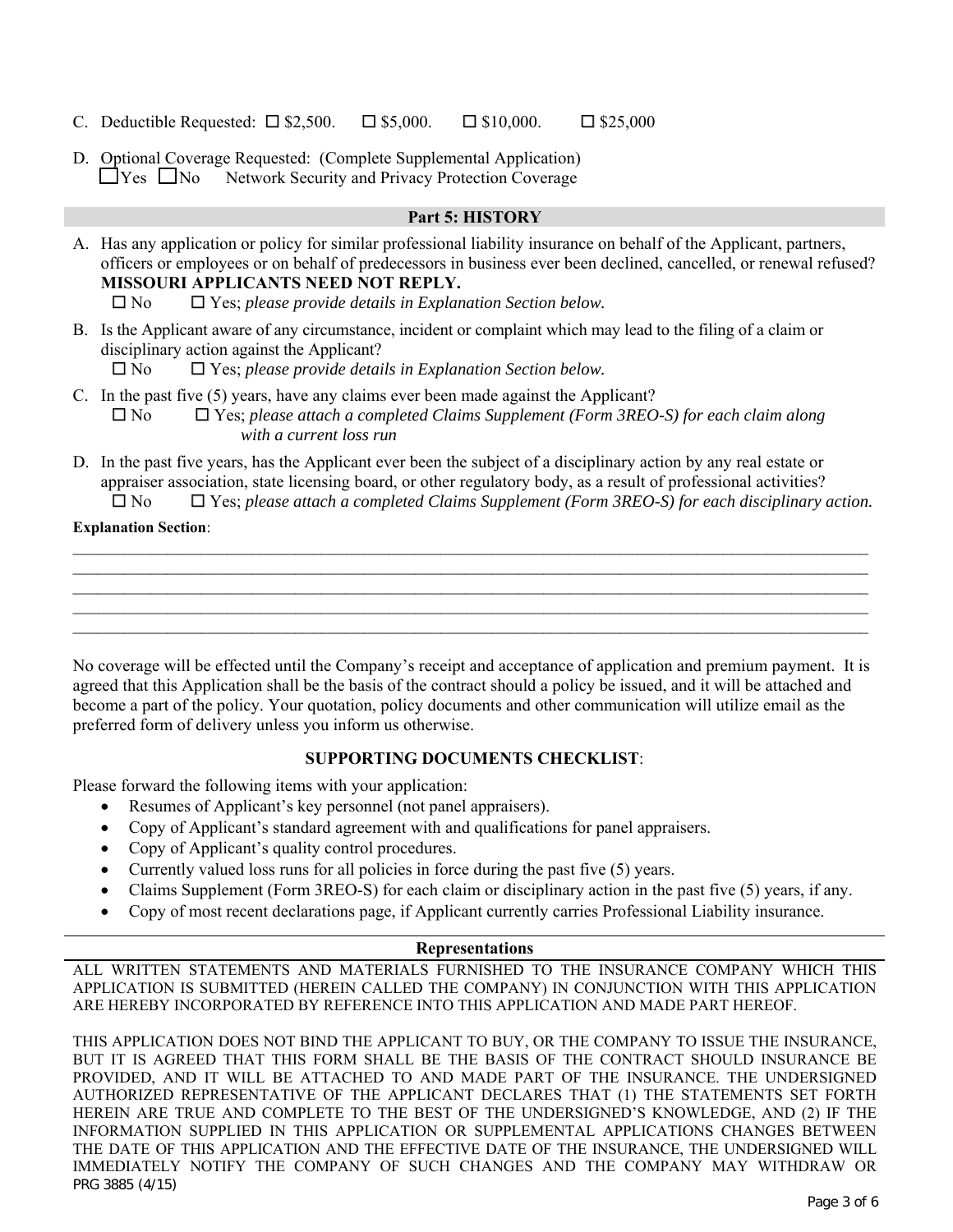C. Deductible Requested: ☐ $2,500. ☐ $5,000. ☐ $10,000. ☐ $25,000

D. Optional Coverage Requested: (Complete Supplemental Application)
☐Yes ☐No Network Security and Privacy Protection Coverage

## Part 5: HISTORY

A. Has any application or policy for similar professional liability insurance on behalf of the Applicant, partners, officers or employees or on behalf of predecessors in business ever been declined, cancelled, or renewal refused? **MISSOURI APPLICANTS NEED NOT REPLY.**
☐ No ☐ Yes; *please provide details in Explanation Section below.*

B. Is the Applicant aware of any circumstance, incident or complaint which may lead to the filing of a claim or disciplinary action against the Applicant?
☐ No ☐ Yes; *please provide details in Explanation Section below.*

C. In the past five (5) years, have any claims ever been made against the Applicant?
☐ No ☐ Yes; *please attach a completed Claims Supplement (Form 3REO-S) for each claim along with a current loss run*

D. In the past five years, has the Applicant ever been the subject of a disciplinary action by any real estate or appraiser association, state licensing board, or other regulatory body, as a result of professional activities?
☐ No ☐ Yes; *please attach a completed Claims Supplement (Form 3REO-S) for each disciplinary action.*

**Explanation Section**:
______________________________________________________________________________
______________________________________________________________________________
______________________________________________________________________________
______________________________________________________________________________
______________________________________________________________________________

No coverage will be effected until the Company's receipt and acceptance of application and premium payment. It is agreed that this Application shall be the basis of the contract should a policy be issued, and it will be attached and become a part of the policy. Your quotation, policy documents and other communication will utilize email as the preferred form of delivery unless you inform us otherwise.

### SUPPORTING DOCUMENTS CHECKLIST:

Please forward the following items with your application:

- Resumes of Applicant's key personnel (not panel appraisers).
- Copy of Applicant's standard agreement with and qualifications for panel appraisers.
- Copy of Applicant's quality control procedures.
- Currently valued loss runs for all policies in force during the past five (5) years.
- Claims Supplement (Form 3REO-S) for each claim or disciplinary action in the past five (5) years, if any.
- Copy of most recent declarations page, if Applicant currently carries Professional Liability insurance.

### Representations

ALL WRITTEN STATEMENTS AND MATERIALS FURNISHED TO THE INSURANCE COMPANY WHICH THIS APPLICATION IS SUBMITTED (HEREIN CALLED THE COMPANY) IN CONJUNCTION WITH THIS APPLICATION ARE HEREBY INCORPORATED BY REFERENCE INTO THIS APPLICATION AND MADE PART HEREOF.

THIS APPLICATION DOES NOT BIND THE APPLICANT TO BUY, OR THE COMPANY TO ISSUE THE INSURANCE, BUT IT IS AGREED THAT THIS FORM SHALL BE THE BASIS OF THE CONTRACT SHOULD INSURANCE BE PROVIDED, AND IT WILL BE ATTACHED TO AND MADE PART OF THE INSURANCE. THE UNDERSIGNED AUTHORIZED REPRESENTATIVE OF THE APPLICANT DECLARES THAT (1) THE STATEMENTS SET FORTH HEREIN ARE TRUE AND COMPLETE TO THE BEST OF THE UNDERSIGNED'S KNOWLEDGE, AND (2) IF THE INFORMATION SUPPLIED IN THIS APPLICATION OR SUPPLEMENTAL APPLICATIONS CHANGES BETWEEN THE DATE OF THIS APPLICATION AND THE EFFECTIVE DATE OF THE INSURANCE, THE UNDERSIGNED WILL IMMEDIATELY NOTIFY THE COMPANY OF SUCH CHANGES AND THE COMPANY MAY WITHDRAW OR

PRG 3885 (4/15)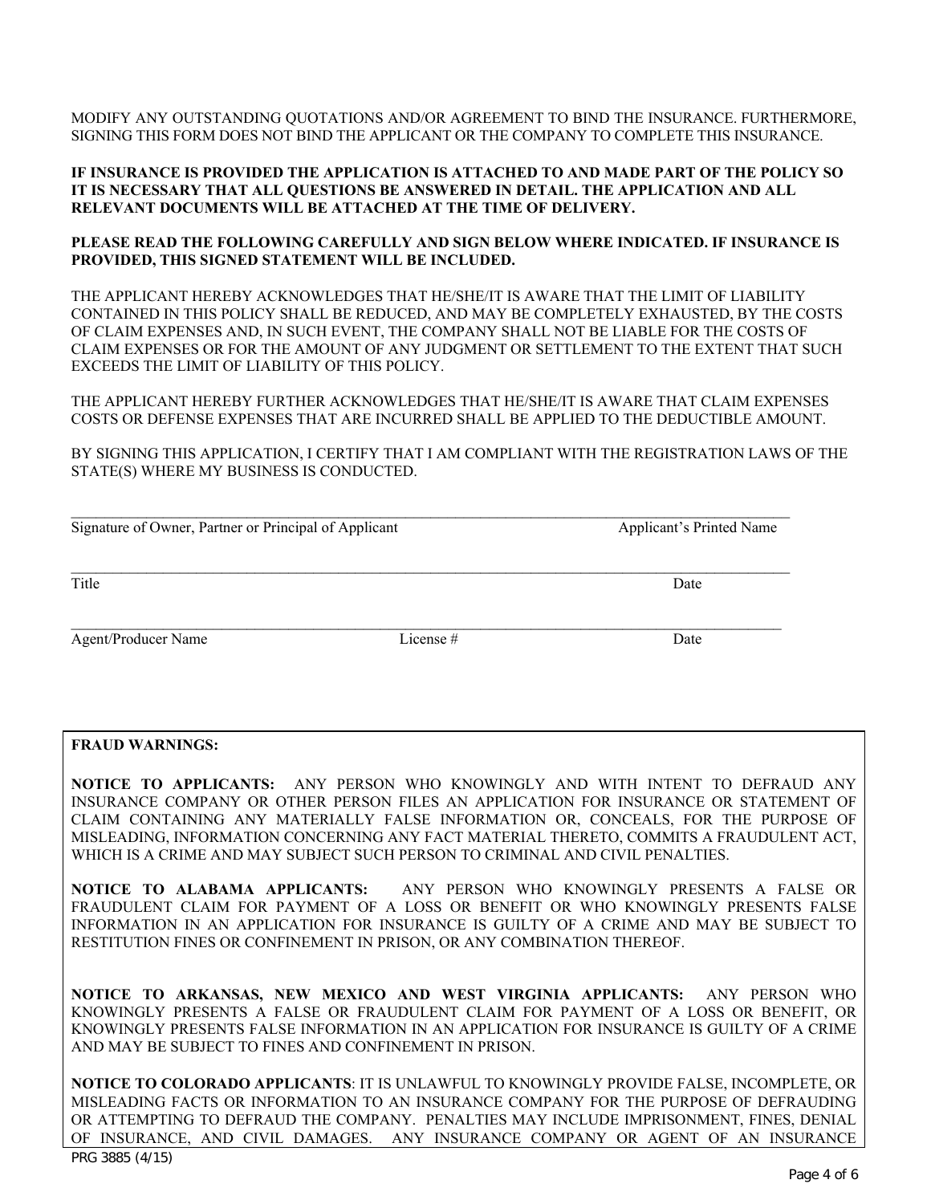MODIFY ANY OUTSTANDING QUOTATIONS AND/OR AGREEMENT TO BIND THE INSURANCE. FURTHERMORE, SIGNING THIS FORM DOES NOT BIND THE APPLICANT OR THE COMPANY TO COMPLETE THIS INSURANCE.

**IF INSURANCE IS PROVIDED THE APPLICATION IS ATTACHED TO AND MADE PART OF THE POLICY SO IT IS NECESSARY THAT ALL QUESTIONS BE ANSWERED IN DETAIL. THE APPLICATION AND ALL RELEVANT DOCUMENTS WILL BE ATTACHED AT THE TIME OF DELIVERY.**

**PLEASE READ THE FOLLOWING CAREFULLY AND SIGN BELOW WHERE INDICATED. IF INSURANCE IS PROVIDED, THIS SIGNED STATEMENT WILL BE INCLUDED.**

THE APPLICANT HEREBY ACKNOWLEDGES THAT HE/SHE/IT IS AWARE THAT THE LIMIT OF LIABILITY CONTAINED IN THIS POLICY SHALL BE REDUCED, AND MAY BE COMPLETELY EXHAUSTED, BY THE COSTS OF CLAIM EXPENSES AND, IN SUCH EVENT, THE COMPANY SHALL NOT BE LIABLE FOR THE COSTS OF CLAIM EXPENSES OR FOR THE AMOUNT OF ANY JUDGMENT OR SETTLEMENT TO THE EXTENT THAT SUCH EXCEEDS THE LIMIT OF LIABILITY OF THIS POLICY.

THE APPLICANT HEREBY FURTHER ACKNOWLEDGES THAT HE/SHE/IT IS AWARE THAT CLAIM EXPENSES COSTS OR DEFENSE EXPENSES THAT ARE INCURRED SHALL BE APPLIED TO THE DEDUCTIBLE AMOUNT.

BY SIGNING THIS APPLICATION, I CERTIFY THAT I AM COMPLIANT WITH THE REGISTRATION LAWS OF THE STATE(S) WHERE MY BUSINESS IS CONDUCTED.

\_\_\_\_\_\_\_\_\_\_\_\_\_\_\_\_\_\_\_\_\_\_\_\_\_\_\_\_\_\_\_\_\_\_\_\_\_\_\_\_\_\_\_\_\_\_\_\_\_\_\_\_\_\_\_\_\_\_\_\_\_\_\_\_\_\_\_\_\_\_\_\_\_\_\_\_\_\_

Signature of Owner, Partner or Principal of Applicant                    Applicant's Printed Name

\_\_\_\_\_\_\_\_\_\_\_\_\_\_\_\_\_\_\_\_\_\_\_\_\_\_\_\_\_\_\_\_\_\_\_\_\_\_\_\_\_\_\_\_\_\_\_\_\_\_\_\_\_\_\_\_\_\_\_\_\_\_\_\_\_\_\_\_\_\_\_\_\_\_\_\_\_\_

Title                                                                                                    Date

\_\_\_\_\_\_\_\_\_\_\_\_\_\_\_\_\_\_\_\_\_\_\_\_\_\_\_\_\_\_\_\_\_\_\_\_\_\_\_\_\_\_\_\_\_\_\_\_\_\_\_\_\_\_\_\_\_\_\_\_\_\_\_\_\_\_\_\_\_\_\_\_\_\_\_\_\_\_

Agent/Producer Name                    License #                                        Date

**FRAUD WARNINGS:**

**NOTICE TO APPLICANTS:** ANY PERSON WHO KNOWINGLY AND WITH INTENT TO DEFRAUD ANY INSURANCE COMPANY OR OTHER PERSON FILES AN APPLICATION FOR INSURANCE OR STATEMENT OF CLAIM CONTAINING ANY MATERIALLY FALSE INFORMATION OR, CONCEALS, FOR THE PURPOSE OF MISLEADING, INFORMATION CONCERNING ANY FACT MATERIAL THERETO, COMMITS A FRAUDULENT ACT, WHICH IS A CRIME AND MAY SUBJECT SUCH PERSON TO CRIMINAL AND CIVIL PENALTIES.

**NOTICE TO ALABAMA APPLICANTS:** ANY PERSON WHO KNOWINGLY PRESENTS A FALSE OR FRAUDULENT CLAIM FOR PAYMENT OF A LOSS OR BENEFIT OR WHO KNOWINGLY PRESENTS FALSE INFORMATION IN AN APPLICATION FOR INSURANCE IS GUILTY OF A CRIME AND MAY BE SUBJECT TO RESTITUTION FINES OR CONFINEMENT IN PRISON, OR ANY COMBINATION THEREOF.

**NOTICE TO ARKANSAS, NEW MEXICO AND WEST VIRGINIA APPLICANTS:** ANY PERSON WHO KNOWINGLY PRESENTS A FALSE OR FRAUDULENT CLAIM FOR PAYMENT OF A LOSS OR BENEFIT, OR KNOWINGLY PRESENTS FALSE INFORMATION IN AN APPLICATION FOR INSURANCE IS GUILTY OF A CRIME AND MAY BE SUBJECT TO FINES AND CONFINEMENT IN PRISON.

**NOTICE TO COLORADO APPLICANTS**: IT IS UNLAWFUL TO KNOWINGLY PROVIDE FALSE, INCOMPLETE, OR MISLEADING FACTS OR INFORMATION TO AN INSURANCE COMPANY FOR THE PURPOSE OF DEFRAUDING OR ATTEMPTING TO DEFRAUD THE COMPANY. PENALTIES MAY INCLUDE IMPRISONMENT, FINES, DENIAL OF INSURANCE, AND CIVIL DAMAGES. ANY INSURANCE COMPANY OR AGENT OF AN INSURANCE

PRG 3885 (4/15)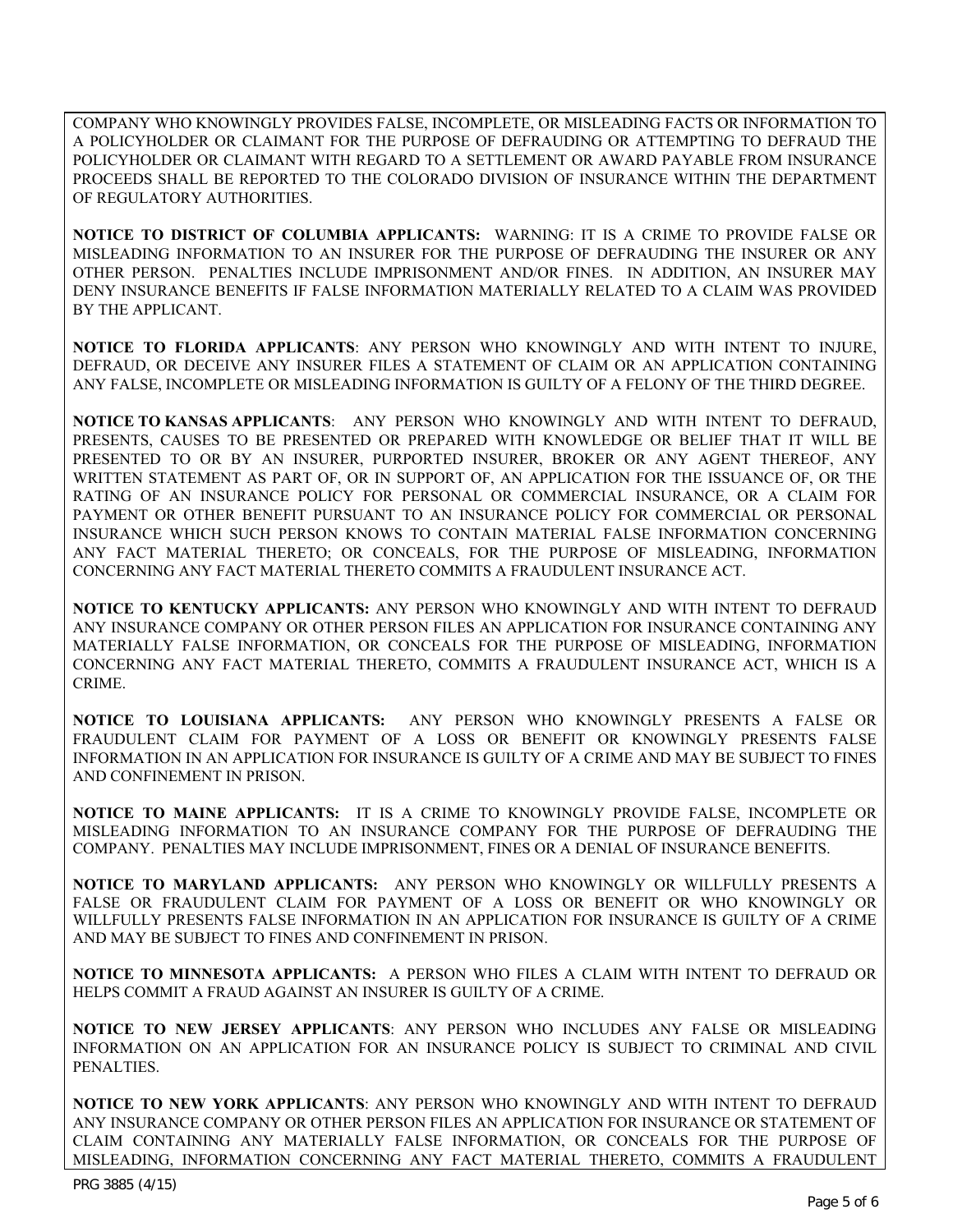COMPANY WHO KNOWINGLY PROVIDES FALSE, INCOMPLETE, OR MISLEADING FACTS OR INFORMATION TO A POLICYHOLDER OR CLAIMANT FOR THE PURPOSE OF DEFRAUDING OR ATTEMPTING TO DEFRAUD THE POLICYHOLDER OR CLAIMANT WITH REGARD TO A SETTLEMENT OR AWARD PAYABLE FROM INSURANCE PROCEEDS SHALL BE REPORTED TO THE COLORADO DIVISION OF INSURANCE WITHIN THE DEPARTMENT OF REGULATORY AUTHORITIES.

**NOTICE TO DISTRICT OF COLUMBIA APPLICANTS:** WARNING: IT IS A CRIME TO PROVIDE FALSE OR MISLEADING INFORMATION TO AN INSURER FOR THE PURPOSE OF DEFRAUDING THE INSURER OR ANY OTHER PERSON. PENALTIES INCLUDE IMPRISONMENT AND/OR FINES. IN ADDITION, AN INSURER MAY DENY INSURANCE BENEFITS IF FALSE INFORMATION MATERIALLY RELATED TO A CLAIM WAS PROVIDED BY THE APPLICANT.

**NOTICE TO FLORIDA APPLICANTS**: ANY PERSON WHO KNOWINGLY AND WITH INTENT TO INJURE, DEFRAUD, OR DECEIVE ANY INSURER FILES A STATEMENT OF CLAIM OR AN APPLICATION CONTAINING ANY FALSE, INCOMPLETE OR MISLEADING INFORMATION IS GUILTY OF A FELONY OF THE THIRD DEGREE.

**NOTICE TO KANSAS APPLICANTS**: ANY PERSON WHO KNOWINGLY AND WITH INTENT TO DEFRAUD, PRESENTS, CAUSES TO BE PRESENTED OR PREPARED WITH KNOWLEDGE OR BELIEF THAT IT WILL BE PRESENTED TO OR BY AN INSURER, PURPORTED INSURER, BROKER OR ANY AGENT THEREOF, ANY WRITTEN STATEMENT AS PART OF, OR IN SUPPORT OF, AN APPLICATION FOR THE ISSUANCE OF, OR THE RATING OF AN INSURANCE POLICY FOR PERSONAL OR COMMERCIAL INSURANCE, OR A CLAIM FOR PAYMENT OR OTHER BENEFIT PURSUANT TO AN INSURANCE POLICY FOR COMMERCIAL OR PERSONAL INSURANCE WHICH SUCH PERSON KNOWS TO CONTAIN MATERIAL FALSE INFORMATION CONCERNING ANY FACT MATERIAL THERETO; OR CONCEALS, FOR THE PURPOSE OF MISLEADING, INFORMATION CONCERNING ANY FACT MATERIAL THERETO COMMITS A FRAUDULENT INSURANCE ACT.

**NOTICE TO KENTUCKY APPLICANTS:** ANY PERSON WHO KNOWINGLY AND WITH INTENT TO DEFRAUD ANY INSURANCE COMPANY OR OTHER PERSON FILES AN APPLICATION FOR INSURANCE CONTAINING ANY MATERIALLY FALSE INFORMATION, OR CONCEALS FOR THE PURPOSE OF MISLEADING, INFORMATION CONCERNING ANY FACT MATERIAL THERETO, COMMITS A FRAUDULENT INSURANCE ACT, WHICH IS A CRIME.

**NOTICE TO LOUISIANA APPLICANTS:** ANY PERSON WHO KNOWINGLY PRESENTS A FALSE OR FRAUDULENT CLAIM FOR PAYMENT OF A LOSS OR BENEFIT OR KNOWINGLY PRESENTS FALSE INFORMATION IN AN APPLICATION FOR INSURANCE IS GUILTY OF A CRIME AND MAY BE SUBJECT TO FINES AND CONFINEMENT IN PRISON.

**NOTICE TO MAINE APPLICANTS:** IT IS A CRIME TO KNOWINGLY PROVIDE FALSE, INCOMPLETE OR MISLEADING INFORMATION TO AN INSURANCE COMPANY FOR THE PURPOSE OF DEFRAUDING THE COMPANY. PENALTIES MAY INCLUDE IMPRISONMENT, FINES OR A DENIAL OF INSURANCE BENEFITS.

**NOTICE TO MARYLAND APPLICANTS:** ANY PERSON WHO KNOWINGLY OR WILLFULLY PRESENTS A FALSE OR FRAUDULENT CLAIM FOR PAYMENT OF A LOSS OR BENEFIT OR WHO KNOWINGLY OR WILLFULLY PRESENTS FALSE INFORMATION IN AN APPLICATION FOR INSURANCE IS GUILTY OF A CRIME AND MAY BE SUBJECT TO FINES AND CONFINEMENT IN PRISON.

**NOTICE TO MINNESOTA APPLICANTS:** A PERSON WHO FILES A CLAIM WITH INTENT TO DEFRAUD OR HELPS COMMIT A FRAUD AGAINST AN INSURER IS GUILTY OF A CRIME.

**NOTICE TO NEW JERSEY APPLICANTS**: ANY PERSON WHO INCLUDES ANY FALSE OR MISLEADING INFORMATION ON AN APPLICATION FOR AN INSURANCE POLICY IS SUBJECT TO CRIMINAL AND CIVIL PENALTIES.

**NOTICE TO NEW YORK APPLICANTS**: ANY PERSON WHO KNOWINGLY AND WITH INTENT TO DEFRAUD ANY INSURANCE COMPANY OR OTHER PERSON FILES AN APPLICATION FOR INSURANCE OR STATEMENT OF CLAIM CONTAINING ANY MATERIALLY FALSE INFORMATION, OR CONCEALS FOR THE PURPOSE OF MISLEADING, INFORMATION CONCERNING ANY FACT MATERIAL THERETO, COMMITS A FRAUDULENT

PRG 3885 (4/15)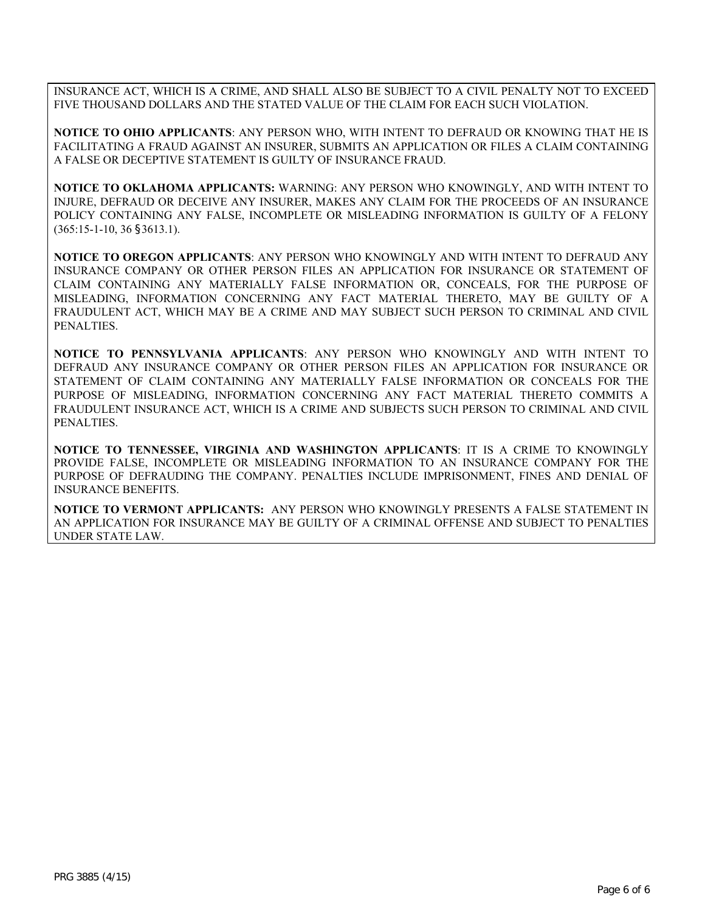INSURANCE ACT, WHICH IS A CRIME, AND SHALL ALSO BE SUBJECT TO A CIVIL PENALTY NOT TO EXCEED FIVE THOUSAND DOLLARS AND THE STATED VALUE OF THE CLAIM FOR EACH SUCH VIOLATION.

**NOTICE TO OHIO APPLICANTS**: ANY PERSON WHO, WITH INTENT TO DEFRAUD OR KNOWING THAT HE IS FACILITATING A FRAUD AGAINST AN INSURER, SUBMITS AN APPLICATION OR FILES A CLAIM CONTAINING A FALSE OR DECEPTIVE STATEMENT IS GUILTY OF INSURANCE FRAUD.

**NOTICE TO OKLAHOMA APPLICANTS:** WARNING: ANY PERSON WHO KNOWINGLY, AND WITH INTENT TO INJURE, DEFRAUD OR DECEIVE ANY INSURER, MAKES ANY CLAIM FOR THE PROCEEDS OF AN INSURANCE POLICY CONTAINING ANY FALSE, INCOMPLETE OR MISLEADING INFORMATION IS GUILTY OF A FELONY (365:15-1-10, 36 §3613.1).

**NOTICE TO OREGON APPLICANTS**: ANY PERSON WHO KNOWINGLY AND WITH INTENT TO DEFRAUD ANY INSURANCE COMPANY OR OTHER PERSON FILES AN APPLICATION FOR INSURANCE OR STATEMENT OF CLAIM CONTAINING ANY MATERIALLY FALSE INFORMATION OR, CONCEALS, FOR THE PURPOSE OF MISLEADING, INFORMATION CONCERNING ANY FACT MATERIAL THERETO, MAY BE GUILTY OF A FRAUDULENT ACT, WHICH MAY BE A CRIME AND MAY SUBJECT SUCH PERSON TO CRIMINAL AND CIVIL PENALTIES.

**NOTICE TO PENNSYLVANIA APPLICANTS**: ANY PERSON WHO KNOWINGLY AND WITH INTENT TO DEFRAUD ANY INSURANCE COMPANY OR OTHER PERSON FILES AN APPLICATION FOR INSURANCE OR STATEMENT OF CLAIM CONTAINING ANY MATERIALLY FALSE INFORMATION OR CONCEALS FOR THE PURPOSE OF MISLEADING, INFORMATION CONCERNING ANY FACT MATERIAL THERETO COMMITS A FRAUDULENT INSURANCE ACT, WHICH IS A CRIME AND SUBJECTS SUCH PERSON TO CRIMINAL AND CIVIL PENALTIES.

**NOTICE TO TENNESSEE, VIRGINIA AND WASHINGTON APPLICANTS**: IT IS A CRIME TO KNOWINGLY PROVIDE FALSE, INCOMPLETE OR MISLEADING INFORMATION TO AN INSURANCE COMPANY FOR THE PURPOSE OF DEFRAUDING THE COMPANY. PENALTIES INCLUDE IMPRISONMENT, FINES AND DENIAL OF INSURANCE BENEFITS.

**NOTICE TO VERMONT APPLICANTS:** ANY PERSON WHO KNOWINGLY PRESENTS A FALSE STATEMENT IN AN APPLICATION FOR INSURANCE MAY BE GUILTY OF A CRIMINAL OFFENSE AND SUBJECT TO PENALTIES UNDER STATE LAW.

PRG 3885 (4/15)